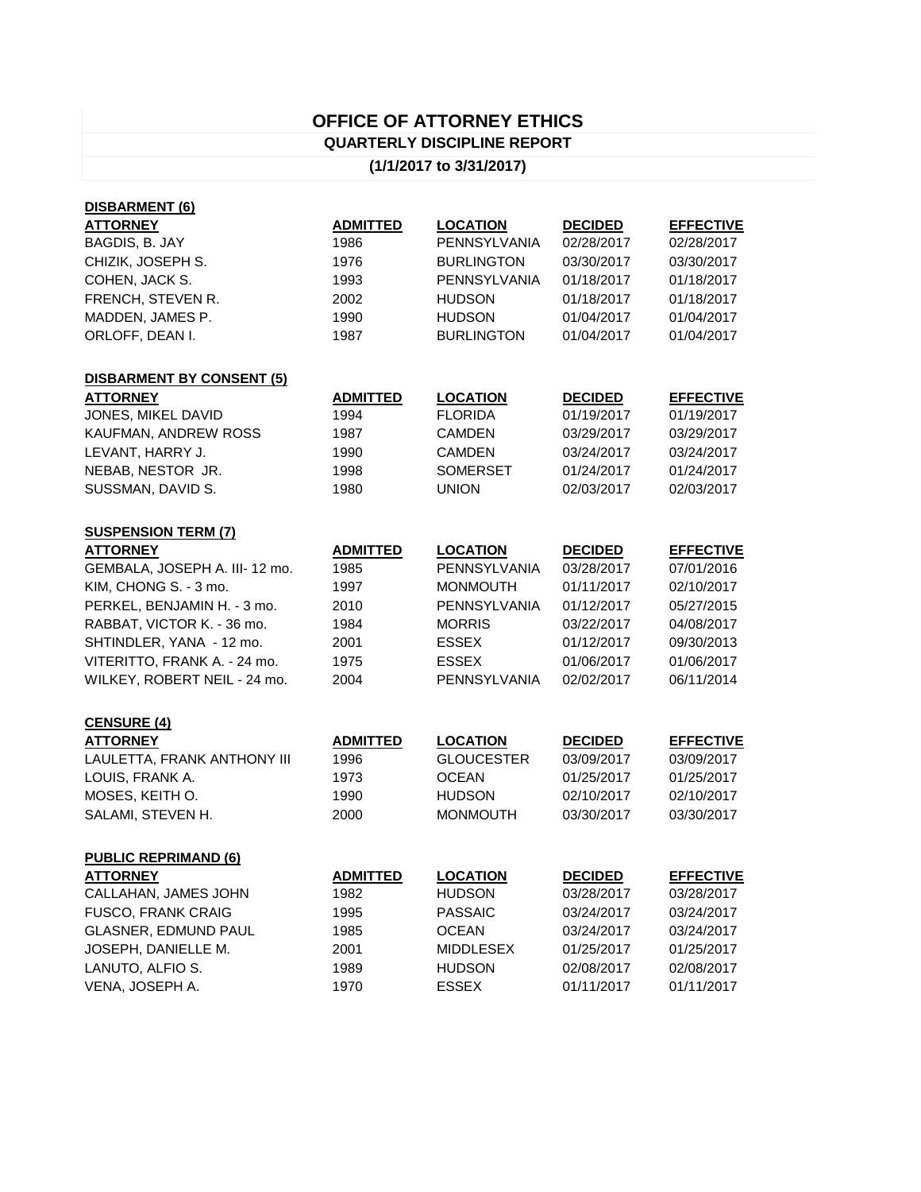# OFFICE OF ATTORNEY ETHICS

## QUARTERLY DISCIPLINE REPORT

## (1/1/2017 to 3/31/2017)

### DISBARMENT (6)

| ATTORNEY | ADMITTED | LOCATION | DECIDED | EFFECTIVE |
|---|---|---|---|---|
| BAGDIS, B. JAY | 1986 | PENNSYLVANIA | 02/28/2017 | 02/28/2017 |
| CHIZIK, JOSEPH S. | 1976 | BURLINGTON | 03/30/2017 | 03/30/2017 |
| COHEN, JACK S. | 1993 | PENNSYLVANIA | 01/18/2017 | 01/18/2017 |
| FRENCH, STEVEN R. | 2002 | HUDSON | 01/18/2017 | 01/18/2017 |
| MADDEN, JAMES P. | 1990 | HUDSON | 01/04/2017 | 01/04/2017 |
| ORLOFF, DEAN I. | 1987 | BURLINGTON | 01/04/2017 | 01/04/2017 |

### DISBARMENT BY CONSENT (5)

| ATTORNEY | ADMITTED | LOCATION | DECIDED | EFFECTIVE |
|---|---|---|---|---|
| JONES, MIKEL DAVID | 1994 | FLORIDA | 01/19/2017 | 01/19/2017 |
| KAUFMAN, ANDREW ROSS | 1987 | CAMDEN | 03/29/2017 | 03/29/2017 |
| LEVANT, HARRY J. | 1990 | CAMDEN | 03/24/2017 | 03/24/2017 |
| NEBAB, NESTOR JR. | 1998 | SOMERSET | 01/24/2017 | 01/24/2017 |
| SUSSMAN, DAVID S. | 1980 | UNION | 02/03/2017 | 02/03/2017 |

### SUSPENSION TERM (7)

| ATTORNEY | ADMITTED | LOCATION | DECIDED | EFFECTIVE |
|---|---|---|---|---|
| GEMBALA, JOSEPH A. III- 12 mo. | 1985 | PENNSYLVANIA | 03/28/2017 | 07/01/2016 |
| KIM, CHONG S. - 3 mo. | 1997 | MONMOUTH | 01/11/2017 | 02/10/2017 |
| PERKEL, BENJAMIN H. - 3 mo. | 2010 | PENNSYLVANIA | 01/12/2017 | 05/27/2015 |
| RABBAT, VICTOR K. - 36 mo. | 1984 | MORRIS | 03/22/2017 | 04/08/2017 |
| SHTINDLER, YANA - 12 mo. | 2001 | ESSEX | 01/12/2017 | 09/30/2013 |
| VITERITTO, FRANK A. - 24 mo. | 1975 | ESSEX | 01/06/2017 | 01/06/2017 |
| WILKEY, ROBERT NEIL - 24 mo. | 2004 | PENNSYLVANIA | 02/02/2017 | 06/11/2014 |

### CENSURE (4)

| ATTORNEY | ADMITTED | LOCATION | DECIDED | EFFECTIVE |
|---|---|---|---|---|
| LAULETTA, FRANK ANTHONY III | 1996 | GLOUCESTER | 03/09/2017 | 03/09/2017 |
| LOUIS, FRANK A. | 1973 | OCEAN | 01/25/2017 | 01/25/2017 |
| MOSES, KEITH O. | 1990 | HUDSON | 02/10/2017 | 02/10/2017 |
| SALAMI, STEVEN H. | 2000 | MONMOUTH | 03/30/2017 | 03/30/2017 |

### PUBLIC REPRIMAND (6)

| ATTORNEY | ADMITTED | LOCATION | DECIDED | EFFECTIVE |
|---|---|---|---|---|
| CALLAHAN, JAMES JOHN | 1982 | HUDSON | 03/28/2017 | 03/28/2017 |
| FUSCO, FRANK CRAIG | 1995 | PASSAIC | 03/24/2017 | 03/24/2017 |
| GLASNER, EDMUND PAUL | 1985 | OCEAN | 03/24/2017 | 03/24/2017 |
| JOSEPH, DANIELLE M. | 2001 | MIDDLESEX | 01/25/2017 | 01/25/2017 |
| LANUTO, ALFIO S. | 1989 | HUDSON | 02/08/2017 | 02/08/2017 |
| VENA, JOSEPH A. | 1970 | ESSEX | 01/11/2017 | 01/11/2017 |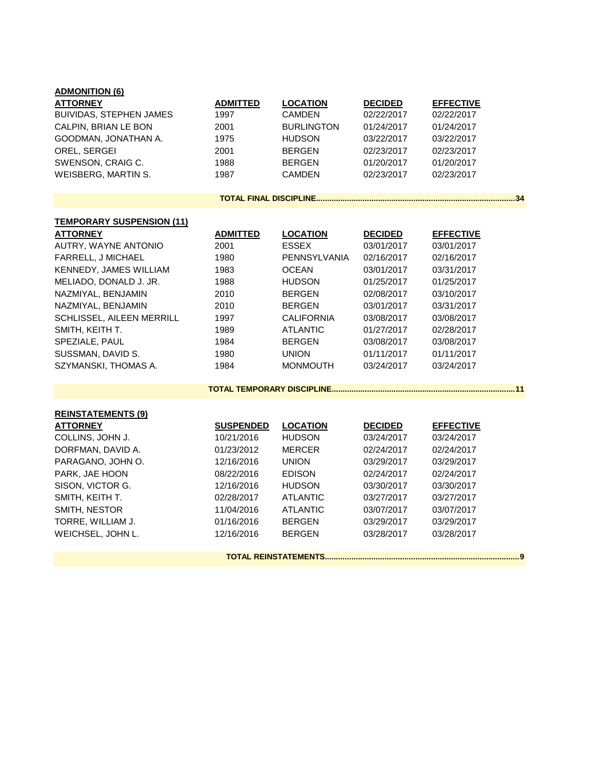**ADMONITION (6)**

| ATTORNEY | ADMITTED | LOCATION | DECIDED | EFFECTIVE |
|---|---|---|---|---|
| BUIVIDAS, STEPHEN JAMES | 1997 | CAMDEN | 02/22/2017 | 02/22/2017 |
| CALPIN, BRIAN LE BON | 2001 | BURLINGTON | 01/24/2017 | 01/24/2017 |
| GOODMAN, JONATHAN A. | 1975 | HUDSON | 03/22/2017 | 03/22/2017 |
| OREL, SERGEI | 2001 | BERGEN | 02/23/2017 | 02/23/2017 |
| SWENSON, CRAIG C. | 1988 | BERGEN | 01/20/2017 | 01/20/2017 |
| WEISBERG, MARTIN S. | 1987 | CAMDEN | 02/23/2017 | 02/23/2017 |

**TOTAL FINAL DISCIPLINE.......................................................................................34**

**TEMPORARY SUSPENSION (11)**

| ATTORNEY | ADMITTED | LOCATION | DECIDED | EFFECTIVE |
|---|---|---|---|---|
| AUTRY, WAYNE ANTONIO | 2001 | ESSEX | 03/01/2017 | 03/01/2017 |
| FARRELL, J MICHAEL | 1980 | PENNSYLVANIA | 02/16/2017 | 02/16/2017 |
| KENNEDY, JAMES WILLIAM | 1983 | OCEAN | 03/01/2017 | 03/31/2017 |
| MELIADO, DONALD J. JR. | 1988 | HUDSON | 01/25/2017 | 01/25/2017 |
| NAZMIYAL, BENJAMIN | 2010 | BERGEN | 02/08/2017 | 03/10/2017 |
| NAZMIYAL, BENJAMIN | 2010 | BERGEN | 03/01/2017 | 03/31/2017 |
| SCHLISSEL, AILEEN MERRILL | 1997 | CALIFORNIA | 03/08/2017 | 03/08/2017 |
| SMITH, KEITH T. | 1989 | ATLANTIC | 01/27/2017 | 02/28/2017 |
| SPEZIALE, PAUL | 1984 | BERGEN | 03/08/2017 | 03/08/2017 |
| SUSSMAN, DAVID S. | 1980 | UNION | 01/11/2017 | 01/11/2017 |
| SZYMANSKI, THOMAS A. | 1984 | MONMOUTH | 03/24/2017 | 03/24/2017 |

**TOTAL TEMPORARY DISCIPLINE...............................................................................11**

**REINSTATEMENTS (9)**

| ATTORNEY | SUSPENDED | LOCATION | DECIDED | EFFECTIVE |
|---|---|---|---|---|
| COLLINS, JOHN J. | 10/21/2016 | HUDSON | 03/24/2017 | 03/24/2017 |
| DORFMAN, DAVID A. | 01/23/2012 | MERCER | 02/24/2017 | 02/24/2017 |
| PARAGANO, JOHN O. | 12/16/2016 | UNION | 03/29/2017 | 03/29/2017 |
| PARK, JAE HOON | 08/22/2016 | EDISON | 02/24/2017 | 02/24/2017 |
| SISON, VICTOR G. | 12/16/2016 | HUDSON | 03/30/2017 | 03/30/2017 |
| SMITH, KEITH T. | 02/28/2017 | ATLANTIC | 03/27/2017 | 03/27/2017 |
| SMITH, NESTOR | 11/04/2016 | ATLANTIC | 03/07/2017 | 03/07/2017 |
| TORRE, WILLIAM J. | 01/16/2016 | BERGEN | 03/29/2017 | 03/29/2017 |
| WEICHSEL, JOHN L. | 12/16/2016 | BERGEN | 03/28/2017 | 03/28/2017 |

**TOTAL REINSTATEMENTS.....................................................................................9**